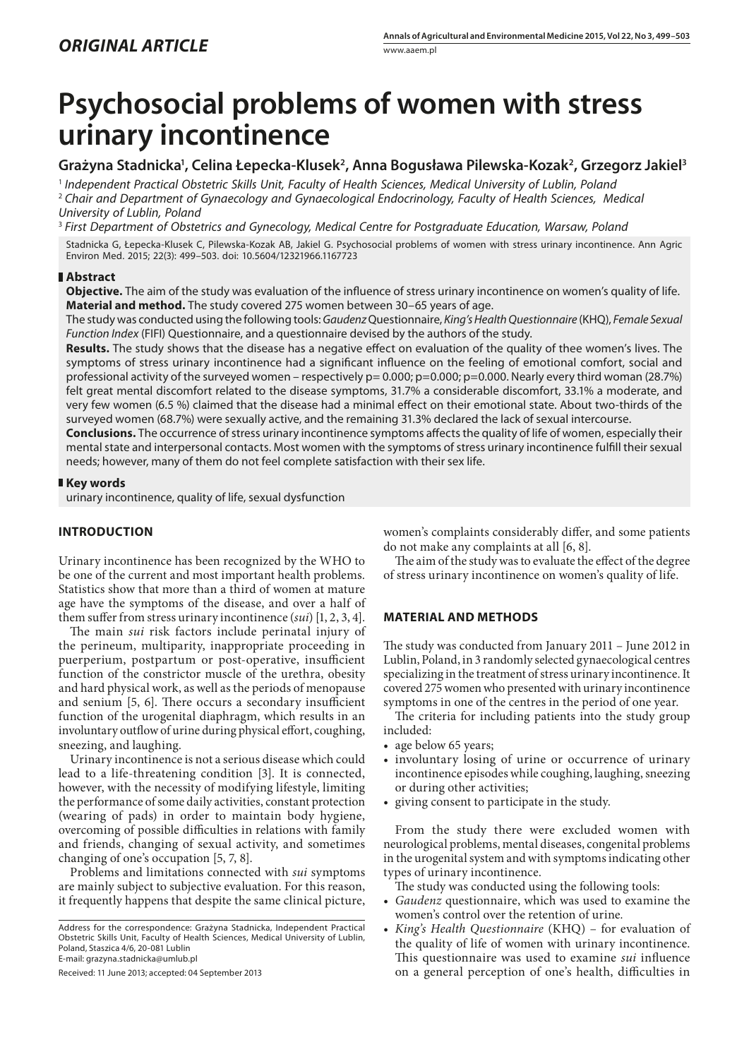*ORIGINAL ARTICLE*

# Psychosocial problems of women with stress urinary incontinence

**Grażyna Stadnicka[1], Celina Łepecka-Klusek[2], Anna Bogusława Pilewska-Kozak[2], Grzegorz Jakiel[3]**

[1] *Independent Practical Obstetric Skills Unit, Faculty of Health Sciences, Medical University of Lublin, Poland*
[2] *Chair and Department of Gynaecology and Gynaecological Endocrinology, Faculty of Health Sciences, Medical University of Lublin, Poland*
[3] *First Department of Obstetrics and Gynecology, Medical Centre for Postgraduate Education, Warsaw, Poland*

Stadnicka G, Łepecka-Klusek C, Pilewska-Kozak AB, Jakiel G. Psychosocial problems of women with stress urinary incontinence. Ann Agric Environ Med. 2015; 22(3): 499–503. doi: 10.5604/12321966.1167723

## Abstract

**Objective.** The aim of the study was evaluation of the influence of stress urinary incontinence on women's quality of life.
**Material and method.** The study covered 275 women between 30–65 years of age.
The study was conducted using the following tools: *Gaudenz* Questionnaire, *King's Health Questionnaire* (KHQ), *Female Sexual Function Index* (FIFI) Questionnaire, and a questionnaire devised by the authors of the study.
**Results.** The study shows that the disease has a negative effect on evaluation of the quality of thee women's lives. The symptoms of stress urinary incontinence had a significant influence on the feeling of emotional comfort, social and professional activity of the surveyed women – respectively p= 0.000; p=0.000; p=0.000. Nearly every third woman (28.7%) felt great mental discomfort related to the disease symptoms, 31.7% a considerable discomfort, 33.1% a moderate, and very few women (6.5 %) claimed that the disease had a minimal effect on their emotional state. About two-thirds of the surveyed women (68.7%) were sexually active, and the remaining 31.3% declared the lack of sexual intercourse.
**Conclusions.** The occurrence of stress urinary incontinence symptoms affects the quality of life of women, especially their mental state and interpersonal contacts. Most women with the symptoms of stress urinary incontinence fulfill their sexual needs; however, many of them do not feel complete satisfaction with their sex life.

## Key words

urinary incontinence, quality of life, sexual dysfunction

## INTRODUCTION

Urinary incontinence has been recognized by the WHO to be one of the current and most important health problems. Statistics show that more than a third of women at mature age have the symptoms of the disease, and over a half of them suffer from stress urinary incontinence (*sui*) [1, 2, 3, 4].

The main *sui* risk factors include perinatal injury of the perineum, multiparity, inappropriate proceeding in puerperium, postpartum or post-operative, insufficient function of the constrictor muscle of the urethra, obesity and hard physical work, as well as the periods of menopause and senium [5, 6]. There occurs a secondary insufficient function of the urogenital diaphragm, which results in an involuntary outflow of urine during physical effort, coughing, sneezing, and laughing.

Urinary incontinence is not a serious disease which could lead to a life-threatening condition [3]. It is connected, however, with the necessity of modifying lifestyle, limiting the performance of some daily activities, constant protection (wearing of pads) in order to maintain body hygiene, overcoming of possible difficulties in relations with family and friends, changing of sexual activity, and sometimes changing of one's occupation [5, 7, 8].

Problems and limitations connected with *sui* symptoms are mainly subject to subjective evaluation. For this reason, it frequently happens that despite the same clinical picture, women's complaints considerably differ, and some patients do not make any complaints at all [6, 8].

The aim of the study was to evaluate the effect of the degree of stress urinary incontinence on women's quality of life.

## MATERIAL AND METHODS

The study was conducted from January 2011 – June 2012 in Lublin, Poland, in 3 randomly selected gynaecological centres specializing in the treatment of stress urinary incontinence. It covered 275 women who presented with urinary incontinence symptoms in one of the centres in the period of one year.

The criteria for including patients into the study group included:

- age below 65 years;
- involuntary losing of urine or occurrence of urinary incontinence episodes while coughing, laughing, sneezing or during other activities;
- giving consent to participate in the study.

From the study there were excluded women with neurological problems, mental diseases, congenital problems in the urogenital system and with symptoms indicating other types of urinary incontinence.

The study was conducted using the following tools:

- *Gaudenz* questionnaire, which was used to examine the women's control over the retention of urine.
- *King's Health Questionnaire* (KHQ) – for evaluation of the quality of life of women with urinary incontinence. This questionnaire was used to examine *sui* influence on a general perception of one's health, difficulties in

Address for the correspondence: Grażyna Stadnicka, Independent Practical Obstetric Skills Unit, Faculty of Health Sciences, Medical University of Lublin, Poland, Staszica 4/6, 20-081 Lublin
E-mail: grazyna.stadnicka@umlub.pl

Received: 11 June 2013; accepted: 04 September 2013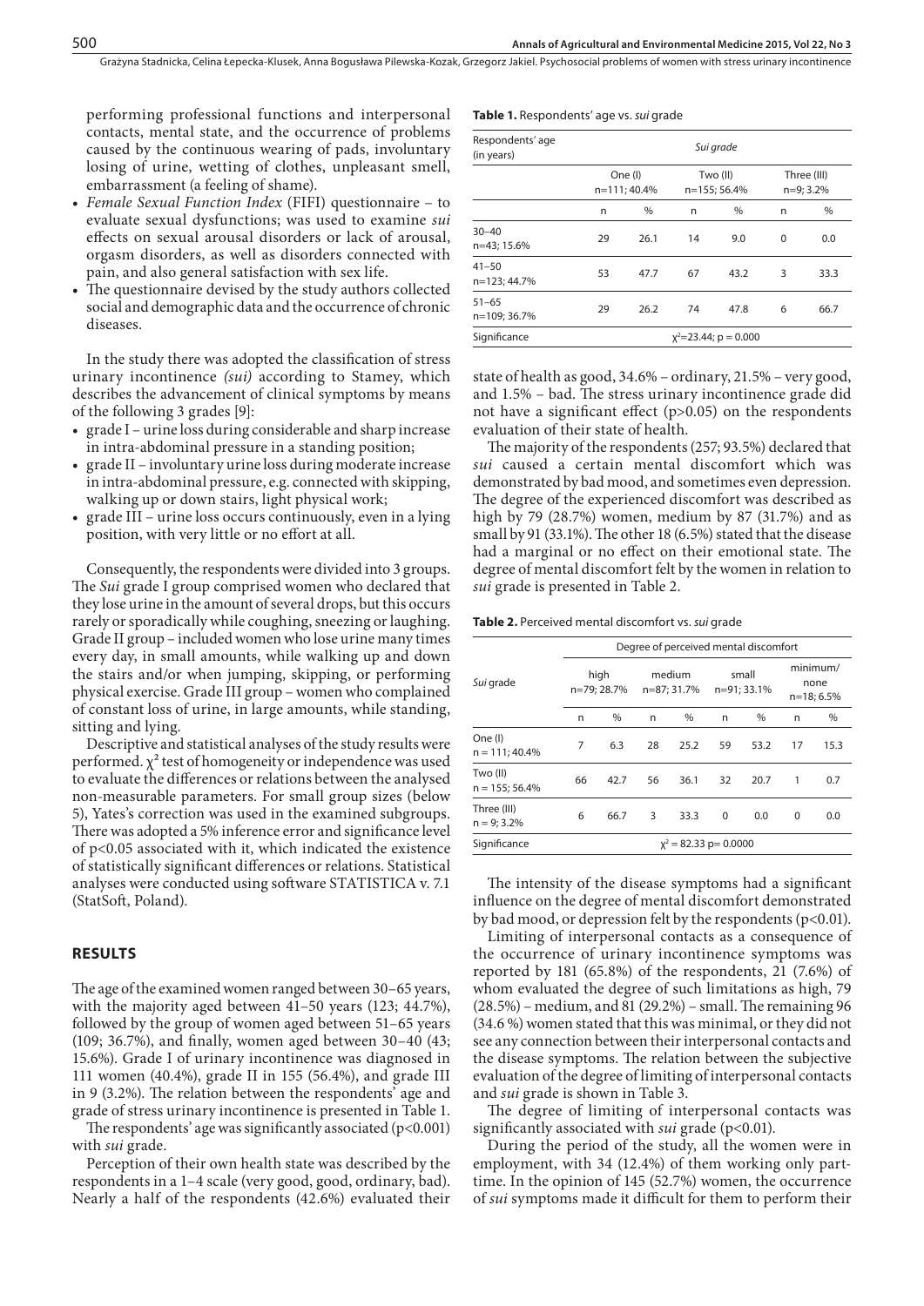performing professional functions and interpersonal contacts, mental state, and the occurrence of problems caused by the continuous wearing of pads, involuntary losing of urine, wetting of clothes, unpleasant smell, embarrassment (a feeling of shame).

- *Female Sexual Function Index* (FIFI) questionnaire – to evaluate sexual dysfunctions; was used to examine *sui* effects on sexual arousal disorders or lack of arousal, orgasm disorders, as well as disorders connected with pain, and also general satisfaction with sex life.
- The questionnaire devised by the study authors collected social and demographic data and the occurrence of chronic diseases.

In the study there was adopted the classification of stress urinary incontinence *(sui)* according to Stamey, which describes the advancement of clinical symptoms by means of the following 3 grades [9]:

- grade I – urine loss during considerable and sharp increase in intra-abdominal pressure in a standing position;
- grade II – involuntary urine loss during moderate increase in intra-abdominal pressure, e.g. connected with skipping, walking up or down stairs, light physical work;
- grade III – urine loss occurs continuously, even in a lying position, with very little or no effort at all.

Consequently, the respondents were divided into 3 groups. The *Sui* grade I group comprised women who declared that they lose urine in the amount of several drops, but this occurs rarely or sporadically while coughing, sneezing or laughing. Grade II group – included women who lose urine many times every day, in small amounts, while walking up and down the stairs and/or when jumping, skipping, or performing physical exercise. Grade III group – women who complained of constant loss of urine, in large amounts, while standing, sitting and lying.

Descriptive and statistical analyses of the study results were performed. $\chi^2$ test of homogeneity or independence was used to evaluate the differences or relations between the analysed non-measurable parameters. For small group sizes (below 5), Yates's correction was used in the examined subgroups. There was adopted a 5% inference error and significance level of $p<0.05$ associated with it, which indicated the existence of statistically significant differences or relations. Statistical analyses were conducted using software STATISTICA v. 7.1 (StatSoft, Poland).

## RESULTS

The age of the examined women ranged between 30–65 years, with the majority aged between 41–50 years (123; 44.7%), followed by the group of women aged between 51–65 years (109; 36.7%), and finally, women aged between 30–40 (43; 15.6%). Grade I of urinary incontinence was diagnosed in 111 women (40.4%), grade II in 155 (56.4%), and grade III in 9 (3.2%). The relation between the respondents' age and grade of stress urinary incontinence is presented in Table 1.

The respondents' age was significantly associated ($p<0.001$) with *sui* grade.

Perception of their own health state was described by the respondents in a 1–4 scale (very good, good, ordinary, bad). Nearly a half of the respondents (42.6%) evaluated their state of health as good, 34.6% – ordinary, 21.5% – very good, and 1.5% – bad. The stress urinary incontinence grade did not have a significant effect ($p>0.05$) on the respondents evaluation of their state of health.

The majority of the respondents (257; 93.5%) declared that *sui* caused a certain mental discomfort which was demonstrated by bad mood, and sometimes even depression. The degree of the experienced discomfort was described as high by 79 (28.7%) women, medium by 87 (31.7%) and as small by 91 (33.1%). The other 18 (6.5%) stated that the disease had a marginal or no effect on their emotional state. The degree of mental discomfort felt by the women in relation to *sui* grade is presented in Table 2.

**Table 1.** Respondents' age vs. *sui* grade

| Respondents' age (in years) | *Sui* grade | | | | | |
|---|---|---|---|---|---|---|
| | One (I) n=111; 40.4% | | Two (II) n=155; 56.4% | | Three (III) n=9; 3.2% | |
| | n | % | n | % | n | % |
| 30–40 n=43; 15.6% | 29 | 26.1 | 14 | 9.0 | 0 | 0.0 |
| 41–50 n=123; 44.7% | 53 | 47.7 | 67 | 43.2 | 3 | 33.3 |
| 51–65 n=109; 36.7% | 29 | 26.2 | 74 | 47.8 | 6 | 66.7 |
| Significance | $\chi^2$=23.44; p = 0.000 | | | | | |

**Table 2.** Perceived mental discomfort vs. *sui* grade

| *Sui* grade | Degree of perceived mental discomfort | | | | | | | |
|---|---|---|---|---|---|---|---|---|
| | high n=79; 28.7% | | medium n=87; 31.7% | | small n=91; 33.1% | | minimum/ none n=18; 6.5% | |
| | n | % | n | % | n | % | n | % |
| One (I) n = 111; 40.4% | 7 | 6.3 | 28 | 25.2 | 59 | 53.2 | 17 | 15.3 |
| Two (II) n = 155; 56.4% | 66 | 42.7 | 56 | 36.1 | 32 | 20.7 | 1 | 0.7 |
| Three (III) n = 9; 3.2% | 6 | 66.7 | 3 | 33.3 | 0 | 0.0 | 0 | 0.0 |
| Significance | $\chi^2$ = 82.33 p= 0.0000 | | | | | | | |

The intensity of the disease symptoms had a significant influence on the degree of mental discomfort demonstrated by bad mood, or depression felt by the respondents ($p<0.01$).

Limiting of interpersonal contacts as a consequence of the occurrence of urinary incontinence symptoms was reported by 181 (65.8%) of the respondents, 21 (7.6%) of whom evaluated the degree of such limitations as high, 79 (28.5%) – medium, and 81 (29.2%) – small. The remaining 96 (34.6 %) women stated that this was minimal, or they did not see any connection between their interpersonal contacts and the disease symptoms. The relation between the subjective evaluation of the degree of limiting of interpersonal contacts and *sui* grade is shown in Table 3.

The degree of limiting of interpersonal contacts was significantly associated with *sui* grade ($p<0.01$).

During the period of the study, all the women were in employment, with 34 (12.4%) of them working only part-time. In the opinion of 145 (52.7%) women, the occurrence of *sui* symptoms made it difficult for them to perform their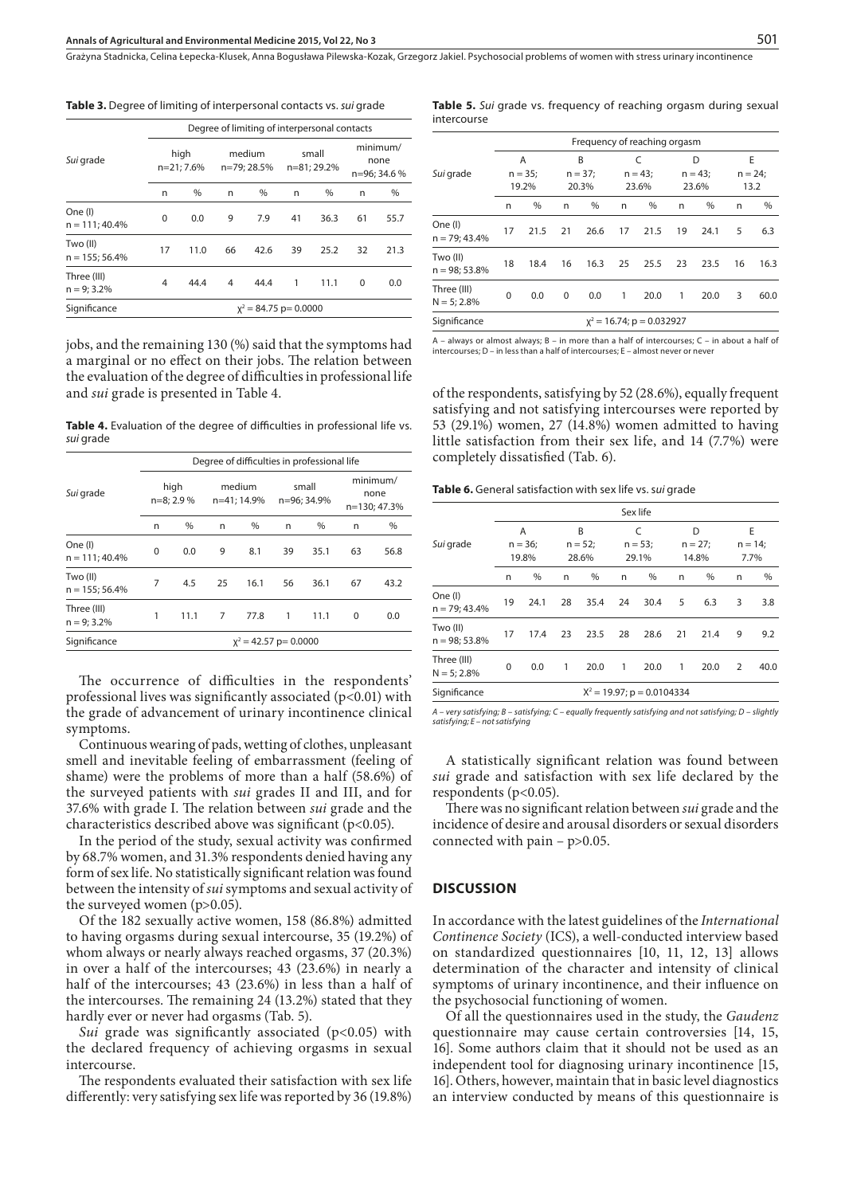**Table 3.** Degree of limiting of interpersonal contacts vs. *sui* grade

| *Sui* grade | Degree of limiting of interpersonal contacts | | | | | | | |
|---|---|---|---|---|---|---|---|---|
| | high n=21; 7.6% | | medium n=79; 28.5% | | small n=81; 29.2% | | minimum/ none n=96; 34.6 % | |
| | n | % | n | % | n | % | n | % |
| One (I) n = 111; 40.4% | 0 | 0.0 | 9 | 7.9 | 41 | 36.3 | 61 | 55.7 |
| Two (II) n = 155; 56.4% | 17 | 11.0 | 66 | 42.6 | 39 | 25.2 | 32 | 21.3 |
| Three (III) n = 9; 3.2% | 4 | 44.4 | 4 | 44.4 | 1 | 11.1 | 0 | 0.0 |
| Significance | $\chi^2 = 84.75$ p= 0.0000 | | | | | | | |

jobs, and the remaining 130 (%) said that the symptoms had a marginal or no effect on their jobs. The relation between the evaluation of the degree of difficulties in professional life and *sui* grade is presented in Table 4.

**Table 4.** Evaluation of the degree of difficulties in professional life vs. *sui* grade

| *Sui* grade | Degree of difficulties in professional life | | | | | | | |
|---|---|---|---|---|---|---|---|---|
| | high n=8; 2.9 % | | medium n=41; 14.9% | | small n=96; 34.9% | | minimum/ none n=130; 47.3% | |
| | n | % | n | % | n | % | n | % |
| One (I) n = 111; 40.4% | 0 | 0.0 | 9 | 8.1 | 39 | 35.1 | 63 | 56.8 |
| Two (II) n = 155; 56.4% | 7 | 4.5 | 25 | 16.1 | 56 | 36.1 | 67 | 43.2 |
| Three (III) n = 9; 3.2% | 1 | 11.1 | 7 | 77.8 | 1 | 11.1 | 0 | 0.0 |
| Significance | $\chi^2 = 42.57$ p= 0.0000 | | | | | | | |

The occurrence of difficulties in the respondents' professional lives was significantly associated ($p<0.01$) with the grade of advancement of urinary incontinence clinical symptoms.

Continuous wearing of pads, wetting of clothes, unpleasant smell and inevitable feeling of embarrassment (feeling of shame) were the problems of more than a half (58.6%) of the surveyed patients with *sui* grades II and III, and for 37.6% with grade I. The relation between *sui* grade and the characteristics described above was significant ($p<0.05$).

In the period of the study, sexual activity was confirmed by 68.7% women, and 31.3% respondents denied having any form of sex life. No statistically significant relation was found between the intensity of *sui* symptoms and sexual activity of the surveyed women ($p>0.05$).

Of the 182 sexually active women, 158 (86.8%) admitted to having orgasms during sexual intercourse, 35 (19.2%) of whom always or nearly always reached orgasms, 37 (20.3%) in over a half of the intercourses; 43 (23.6%) in nearly a half of the intercourses; 43 (23.6%) in less than a half of the intercourses. The remaining 24 (13.2%) stated that they hardly ever or never had orgasms (Tab. 5).

*Sui* grade was significantly associated ($p<0.05$) with the declared frequency of achieving orgasms in sexual intercourse.

The respondents evaluated their satisfaction with sex life differently: very satisfying sex life was reported by 36 (19.8%) of the respondents, satisfying by 52 (28.6%), equally frequent satisfying and not satisfying intercourses were reported by 53 (29.1%) women, 27 (14.8%) women admitted to having little satisfaction from their sex life, and 14 (7.7%) were completely dissatisfied (Tab. 6).

**Table 5.** *Sui* grade vs. frequency of reaching orgasm during sexual intercourse

| *Sui* grade | Frequency of reaching orgasm | | | | | | | | | |
|---|---|---|---|---|---|---|---|---|---|---|
| | A n = 35; 19.2% | | B n = 37; 20.3% | | C n = 43; 23.6% | | D n = 43; 23.6% | | E n = 24; 13.2 | |
| | n | % | n | % | n | % | n | % | n | % |
| One (I) n = 79; 43.4% | 17 | 21.5 | 21 | 26.6 | 17 | 21.5 | 19 | 24.1 | 5 | 6.3 |
| Two (II) n = 98; 53.8% | 18 | 18.4 | 16 | 16.3 | 25 | 25.5 | 23 | 23.5 | 16 | 16.3 |
| Three (III) N = 5; 2.8% | 0 | 0.0 | 0 | 0.0 | 1 | 20.0 | 1 | 20.0 | 3 | 60.0 |
| Significance | $\chi^2 = 16.74$; p = 0.032927 | | | | | | | | | |

A – always or almost always; B – in more than a half of intercourses; C – in about a half of intercourses; D – in less than a half of intercourses; E – almost never or never

**Table 6.** General satisfaction with sex life vs. *sui* grade

| *Sui* grade | Sex life | | | | | | | | | |
|---|---|---|---|---|---|---|---|---|---|---|
| | A n = 36; 19.8% | | B n = 52; 28.6% | | C n = 53; 29.1% | | D n = 27; 14.8% | | E n = 14; 7.7% | |
| | n | % | n | % | n | % | n | % | n | % |
| One (I) n = 79; 43.4% | 19 | 24.1 | 28 | 35.4 | 24 | 30.4 | 5 | 6.3 | 3 | 3.8 |
| Two (II) n = 98; 53.8% | 17 | 17.4 | 23 | 23.5 | 28 | 28.6 | 21 | 21.4 | 9 | 9.2 |
| Three (III) N = 5; 2.8% | 0 | 0.0 | 1 | 20.0 | 1 | 20.0 | 1 | 20.0 | 2 | 40.0 |
| Significance | $X^2 = 19.97$; p = 0.0104334 | | | | | | | | | |

*A – very satisfying; B – satisfying; C – equally frequently satisfying and not satisfying; D – slightly satisfying; E – not satisfying*

A statistically significant relation was found between *sui* grade and satisfaction with sex life declared by the respondents ($p<0.05$).

There was no significant relation between *sui* grade and the incidence of desire and arousal disorders or sexual disorders connected with pain – $p>0.05$.

## DISCUSSION

In accordance with the latest guidelines of the *International Continence Society* (ICS), a well-conducted interview based on standardized questionnaires [10, 11, 12, 13] allows determination of the character and intensity of clinical symptoms of urinary incontinence, and their influence on the psychosocial functioning of women.

Of all the questionnaires used in the study, the *Gaudenz* questionnaire may cause certain controversies [14, 15, 16]. Some authors claim that it should not be used as an independent tool for diagnosing urinary incontinence [15, 16]. Others, however, maintain that in basic level diagnostics an interview conducted by means of this questionnaire is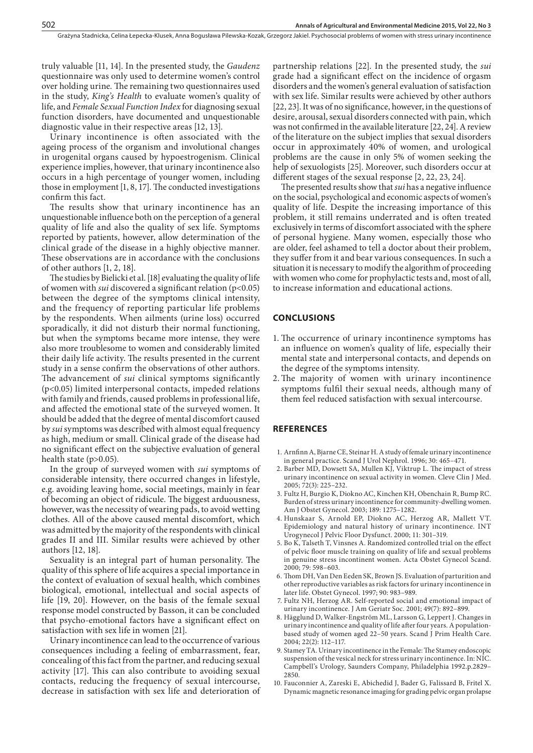truly valuable [11, 14]. In the presented study, the *Gaudenz* questionnaire was only used to determine women's control over holding urine. The remaining two questionnaires used in the study, *King's Health* to evaluate women's quality of life, and *Female Sexual Function Index* for diagnosing sexual function disorders, have documented and unquestionable diagnostic value in their respective areas [12, 13].

Urinary incontinence is often associated with the ageing process of the organism and involutional changes in urogenital organs caused by hypoestrogenism. Clinical experience implies, however, that urinary incontinence also occurs in a high percentage of younger women, including those in employment [1, 8, 17]. The conducted investigations confirm this fact.

The results show that urinary incontinence has an unquestionable influence both on the perception of a general quality of life and also the quality of sex life. Symptoms reported by patients, however, allow determination of the clinical grade of the disease in a highly objective manner. These observations are in accordance with the conclusions of other authors [1, 2, 18].

The studies by Bielicki et al. [18] evaluating the quality of life of women with *sui* discovered a significant relation ($p<0.05$) between the degree of the symptoms clinical intensity, and the frequency of reporting particular life problems by the respondents. When ailments (urine loss) occurred sporadically, it did not disturb their normal functioning, but when the symptoms became more intense, they were also more troublesome to women and considerably limited their daily life activity. The results presented in the current study in a sense confirm the observations of other authors. The advancement of *sui* clinical symptoms significantly ($p<0.05$) limited interpersonal contacts, impeded relations with family and friends, caused problems in professional life, and affected the emotional state of the surveyed women. It should be added that the degree of mental discomfort caused by *sui* symptoms was described with almost equal frequency as high, medium or small. Clinical grade of the disease had no significant effect on the subjective evaluation of general health state ($p>0.05$).

In the group of surveyed women with *sui* symptoms of considerable intensity, there occurred changes in lifestyle, e.g. avoiding leaving home, social meetings, mainly in fear of becoming an object of ridicule. The biggest arduousness, however, was the necessity of wearing pads, to avoid wetting clothes. All of the above caused mental discomfort, which was admitted by the majority of the respondents with clinical grades II and III. Similar results were achieved by other authors [12, 18].

Sexuality is an integral part of human personality. The quality of this sphere of life acquires a special importance in the context of evaluation of sexual health, which combines biological, emotional, intellectual and social aspects of life [19, 20]. However, on the basis of the female sexual response model constructed by Basson, it can be concluded that psycho-emotional factors have a significant effect on satisfaction with sex life in women [21].

Urinary incontinence can lead to the occurrence of various consequences including a feeling of embarrassment, fear, concealing of this fact from the partner, and reducing sexual activity [17]. This can also contribute to avoiding sexual contacts, reducing the frequency of sexual intercourse, decrease in satisfaction with sex life and deterioration of partnership relations [22]. In the presented study, the *sui* grade had a significant effect on the incidence of orgasm disorders and the women's general evaluation of satisfaction with sex life. Similar results were achieved by other authors [22, 23]. It was of no significance, however, in the questions of desire, arousal, sexual disorders connected with pain, which was not confirmed in the available literature [22, 24]. A review of the literature on the subject implies that sexual disorders occur in approximately 40% of women, and urological problems are the cause in only 5% of women seeking the help of sexuologists [25]. Moreover, such disorders occur at different stages of the sexual response [2, 22, 23, 24].

The presented results show that *sui* has a negative influence on the social, psychological and economic aspects of women's quality of life. Despite the increasing importance of this problem, it still remains underrated and is often treated exclusively in terms of discomfort associated with the sphere of personal hygiene. Many women, especially those who are older, feel ashamed to tell a doctor about their problem, they suffer from it and bear various consequences. In such a situation it is necessary to modify the algorithm of proceeding with women who come for prophylactic tests and, most of all, to increase information and educational actions.

## CONCLUSIONS

1. The occurrence of urinary incontinence symptoms has an influence on women's quality of life, especially their mental state and interpersonal contacts, and depends on the degree of the symptoms intensity.
2. The majority of women with urinary incontinence symptoms fulfil their sexual needs, although many of them feel reduced satisfaction with sexual intercourse.

## REFERENCES

1. Arnfinn A, Bjarne CE, Steinar H. A study of female urinary incontinence in general practice. Scand J Urol Nephrol. 1996; 30: 465–471.
2. Barber MD, Dowsett SA, Mullen KJ, Viktrup L. The impact of stress urinary incontinence on sexual activity in women. Cleve Clin J Med. 2005; 72(3): 225–232.
3. Fultz H, Burgio K, Diokno AC, Kinchen KH, Obenchain R, Bump RC. Burden of stress urinary incontinence for community-dwelling women. Am J Obstet Gynecol. 2003; 189: 1275–1282.
4. Hunskaar S, Arnold EP, Diokno AC, Herzog AR, Mallett VT. Epidemiology and natural history of urinary incontinence. INT Urogynecol J Pelvic Floor Dysfunct. 2000; 11: 301–319.
5. Bo K, Talseth T, Vinsnes A. Randomized controlled trial on the effect of pelvic floor muscle training on quality of life and sexual problems in genuine stress incontinent women. Acta Obstet Gynecol Scand. 2000; 79: 598–603.
6. Thom DH, Van Den Eeden SK, Brown JS. Evaluation of parturition and other reproductive variables as risk factors for urinary incontinence in later life. Obstet Gynecol. 1997; 90: 983–989.
7. Fultz NH, Herzog AR. Self-reported social and emotional impact of urinary incontinence. J Am Geriatr Soc. 2001; 49(7): 892–899.
8. Hägglund D, Walker-Engström ML, Larsson G, Leppert J. Changes in urinary incontinence and quality of life after four years. A population-based study of women aged 22–50 years. Scand J Prim Health Care. 2004; 22(2): 112–117.
9. Stamey TA. Urinary incontinence in the Female: The Stamey endoscopic suspension of the vesical neck for stress urinary incontinence. In: NIC. Campbell's Urology, Saunders Company, Philadelphia 1992.p.2829–2850.
10. Fauconnier A, Zareski E, Abichedid J, Bader G, Falissard B, Fritel X. Dynamic magnetic resonance imaging for grading pelvic organ prolapse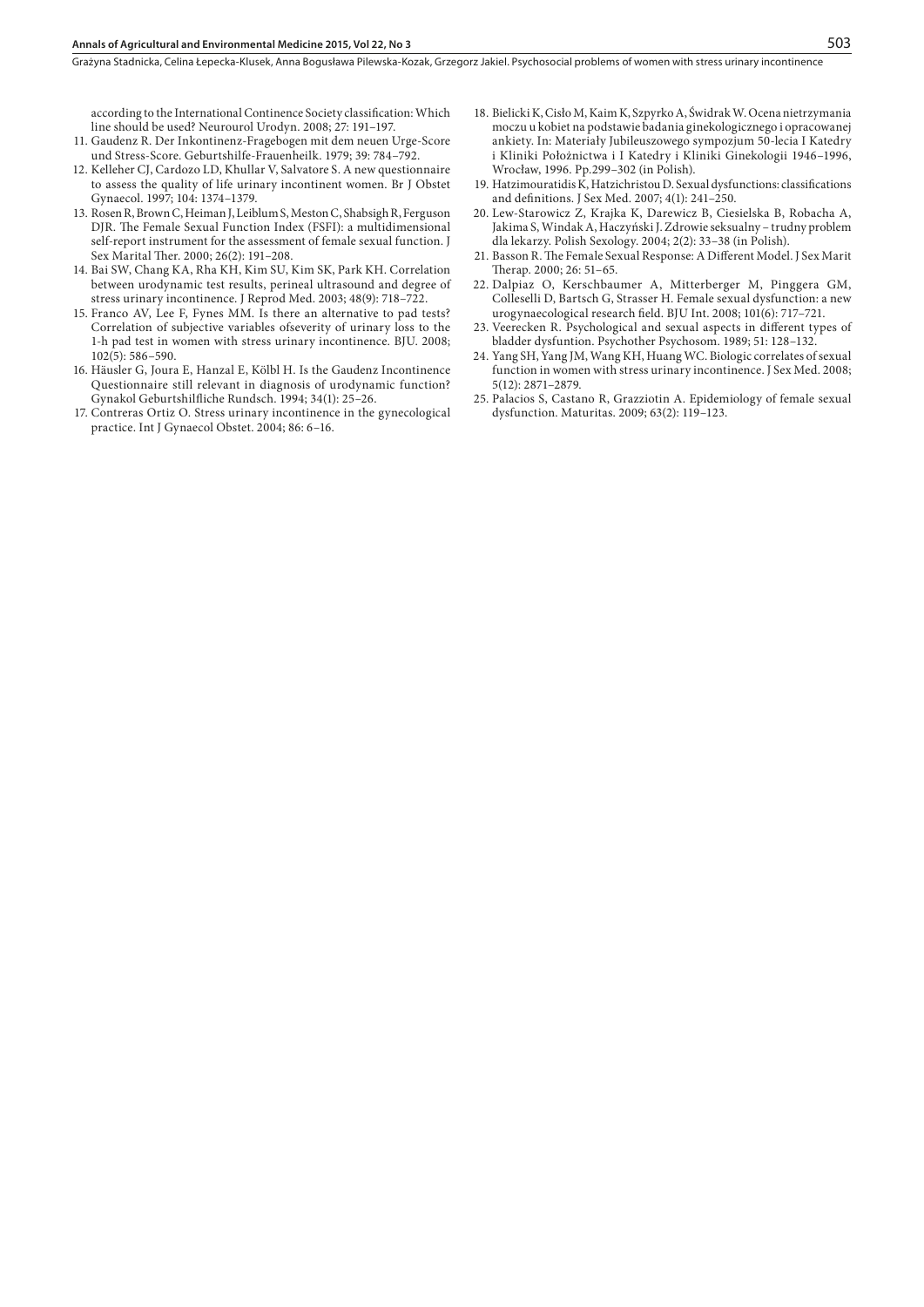according to the International Continence Society classification: Which line should be used? Neurourol Urodyn. 2008; 27: 191–197.

11. Gaudenz R. Der Inkontinenz-Fragebogen mit dem neuen Urge-Score und Stress-Score. Geburtshilfe-Frauenheilk. 1979; 39: 784–792.
12. Kelleher CJ, Cardozo LD, Khullar V, Salvatore S. A new questionnaire to assess the quality of life urinary incontinent women. Br J Obstet Gynaecol. 1997; 104: 1374–1379.
13. Rosen R, Brown C, Heiman J, Leiblum S, Meston C, Shabsigh R, Ferguson DJR. The Female Sexual Function Index (FSFI): a multidimensional self-report instrument for the assessment of female sexual function. J Sex Marital Ther. 2000; 26(2): 191–208.
14. Bai SW, Chang KA, Rha KH, Kim SU, Kim SK, Park KH. Correlation between urodynamic test results, perineal ultrasound and degree of stress urinary incontinence. J Reprod Med. 2003; 48(9): 718–722.
15. Franco AV, Lee F, Fynes MM. Is there an alternative to pad tests? Correlation of subjective variables ofseverity of urinary loss to the 1-h pad test in women with stress urinary incontinence. BJU. 2008; 102(5): 586–590.
16. Häusler G, Joura E, Hanzal E, Kölbl H. Is the Gaudenz Incontinence Questionnaire still relevant in diagnosis of urodynamic function? Gynakol Geburtshilfliche Rundsch. 1994; 34(1): 25–26.
17. Contreras Ortiz O. Stress urinary incontinence in the gynecological practice. Int J Gynaecol Obstet. 2004; 86: 6–16.
18. Bielicki K, Cisło M, Kaim K, Szpyrko A, Świdrak W. Ocena nietrzymania moczu u kobiet na podstawie badania ginekologicznego i opracowanej ankiety. In: Materiały Jubileuszowego sympozjum 50-lecia I Katedry i Kliniki Położnictwa i I Katedry i Kliniki Ginekologii 1946–1996, Wrocław, 1996. Pp.299–302 (in Polish).
19. Hatzimouratidis K, Hatzichristou D. Sexual dysfunctions: classifications and definitions. J Sex Med. 2007; 4(1): 241–250.
20. Lew-Starowicz Z, Krajka K, Darewicz B, Ciesielska B, Robacha A, Jakima S, Windak A, Haczyński J. Zdrowie seksualny – trudny problem dla lekarzy. Polish Sexology. 2004; 2(2): 33–38 (in Polish).
21. Basson R. The Female Sexual Response: A Different Model. J Sex Marit Therap. 2000; 26: 51–65.
22. Dalpiaz O, Kerschbaumer A, Mitterberger M, Pinggera GM, Colleselli D, Bartsch G, Strasser H. Female sexual dysfunction: a new urogynaecological research field. BJU Int. 2008; 101(6): 717–721.
23. Veerecken R. Psychological and sexual aspects in different types of bladder dysfuntion. Psychother Psychosom. 1989; 51: 128–132.
24. Yang SH, Yang JM, Wang KH, Huang WC. Biologic correlates of sexual function in women with stress urinary incontinence. J Sex Med. 2008; 5(12): 2871–2879.
25. Palacios S, Castano R, Grazziotin A. Epidemiology of female sexual dysfunction. Maturitas. 2009; 63(2): 119–123.